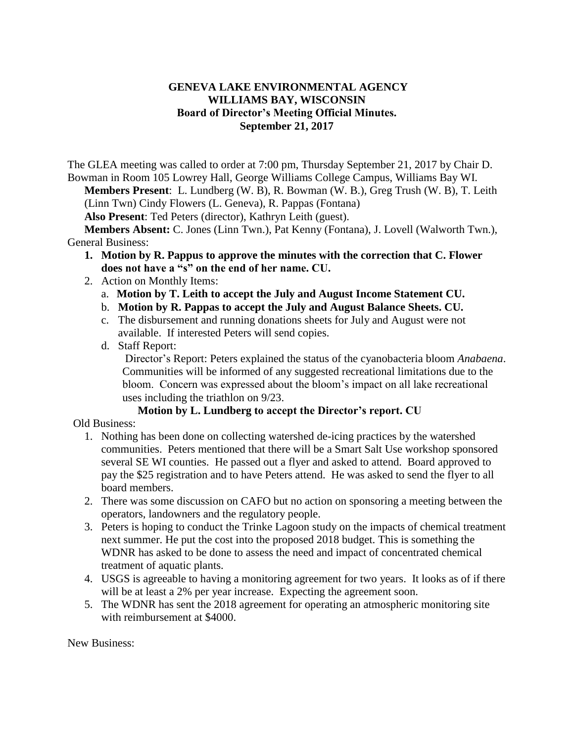**GENEVA LAKE ENVIRONMENTAL AGENCY**
**WILLIAMS BAY, WISCONSIN**
**Board of Director's Meeting Official Minutes.**
**September 21, 2017**

The GLEA meeting was called to order at 7:00 pm, Thursday September 21, 2017 by Chair D. Bowman in Room 105 Lowrey Hall, George Williams College Campus, Williams Bay WI.

**Members Present**: L. Lundberg (W. B), R. Bowman (W. B.), Greg Trush (W. B), T. Leith (Linn Twn) Cindy Flowers (L. Geneva), R. Pappas (Fontana)

**Also Present**: Ted Peters (director), Kathryn Leith (guest).

**Members Absent:** C. Jones (Linn Twn.), Pat Kenny (Fontana), J. Lovell (Walworth Twn.),

General Business:

1. **Motion by R. Pappus to approve the minutes with the correction that C. Flower does not have a "s" on the end of her name. CU.**
2. Action on Monthly Items:
   a. **Motion by T. Leith to accept the July and August Income Statement CU.**
   b. **Motion by R. Pappas to accept the July and August Balance Sheets. CU.**
   c. The disbursement and running donations sheets for July and August were not available. If interested Peters will send copies.
   d. Staff Report:
      Director's Report: Peters explained the status of the cyanobacteria bloom *Anabaena*. Communities will be informed of any suggested recreational limitations due to the bloom. Concern was expressed about the bloom's impact on all lake recreational uses including the triathlon on 9/23.

      **Motion by L. Lundberg to accept the Director's report. CU**

Old Business:

1. Nothing has been done on collecting watershed de-icing practices by the watershed communities. Peters mentioned that there will be a Smart Salt Use workshop sponsored several SE WI counties. He passed out a flyer and asked to attend. Board approved to pay the $25 registration and to have Peters attend. He was asked to send the flyer to all board members.
2. There was some discussion on CAFO but no action on sponsoring a meeting between the operators, landowners and the regulatory people.
3. Peters is hoping to conduct the Trinke Lagoon study on the impacts of chemical treatment next summer. He put the cost into the proposed 2018 budget. This is something the WDNR has asked to be done to assess the need and impact of concentrated chemical treatment of aquatic plants.
4. USGS is agreeable to having a monitoring agreement for two years. It looks as of if there will be at least a 2% per year increase. Expecting the agreement soon.
5. The WDNR has sent the 2018 agreement for operating an atmospheric monitoring site with reimbursement at $4000.

New Business: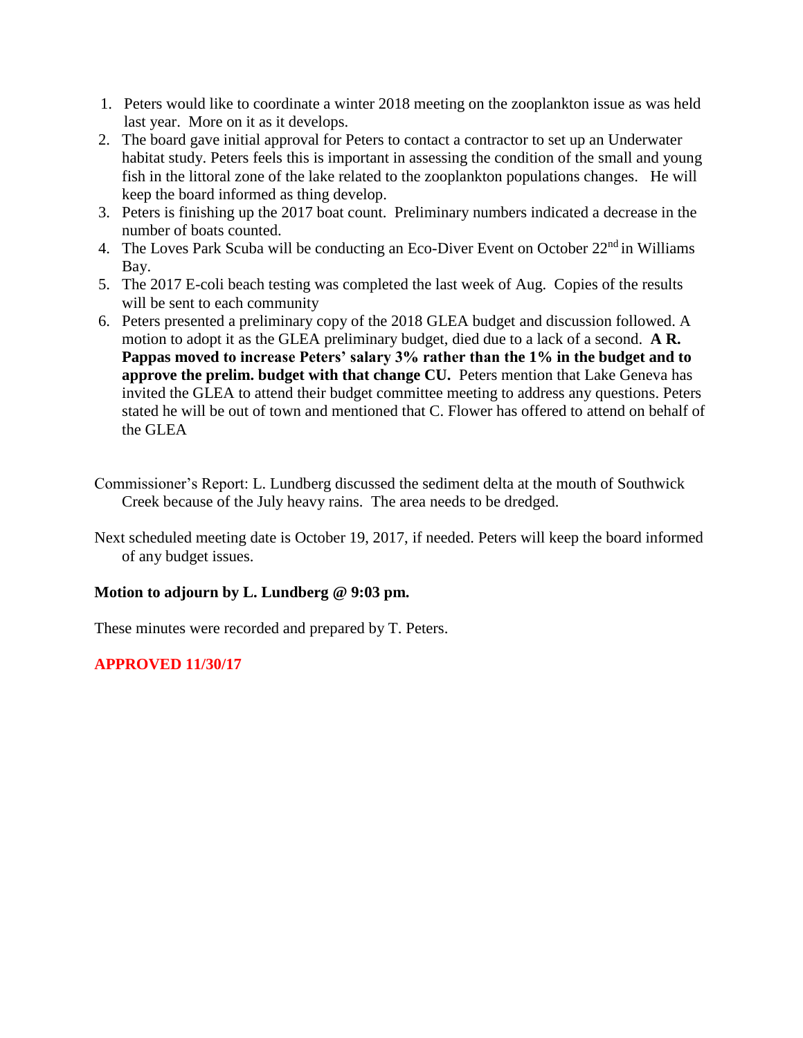1. Peters would like to coordinate a winter 2018 meeting on the zooplankton issue as was held last year. More on it as it develops.
2. The board gave initial approval for Peters to contact a contractor to set up an Underwater habitat study. Peters feels this is important in assessing the condition of the small and young fish in the littoral zone of the lake related to the zooplankton populations changes. He will keep the board informed as thing develop.
3. Peters is finishing up the 2017 boat count. Preliminary numbers indicated a decrease in the number of boats counted.
4. The Loves Park Scuba will be conducting an Eco-Diver Event on October 22nd in Williams Bay.
5. The 2017 E-coli beach testing was completed the last week of Aug. Copies of the results will be sent to each community
6. Peters presented a preliminary copy of the 2018 GLEA budget and discussion followed. A motion to adopt it as the GLEA preliminary budget, died due to a lack of a second. **A R. Pappas moved to increase Peters' salary 3% rather than the 1% in the budget and to approve the prelim. budget with that change CU.** Peters mention that Lake Geneva has invited the GLEA to attend their budget committee meeting to address any questions. Peters stated he will be out of town and mentioned that C. Flower has offered to attend on behalf of the GLEA

Commissioner's Report: L. Lundberg discussed the sediment delta at the mouth of Southwick Creek because of the July heavy rains. The area needs to be dredged.

Next scheduled meeting date is October 19, 2017, if needed. Peters will keep the board informed of any budget issues.

**Motion to adjourn by L. Lundberg @ 9:03 pm.**

These minutes were recorded and prepared by T. Peters.

**APPROVED 11/30/17**